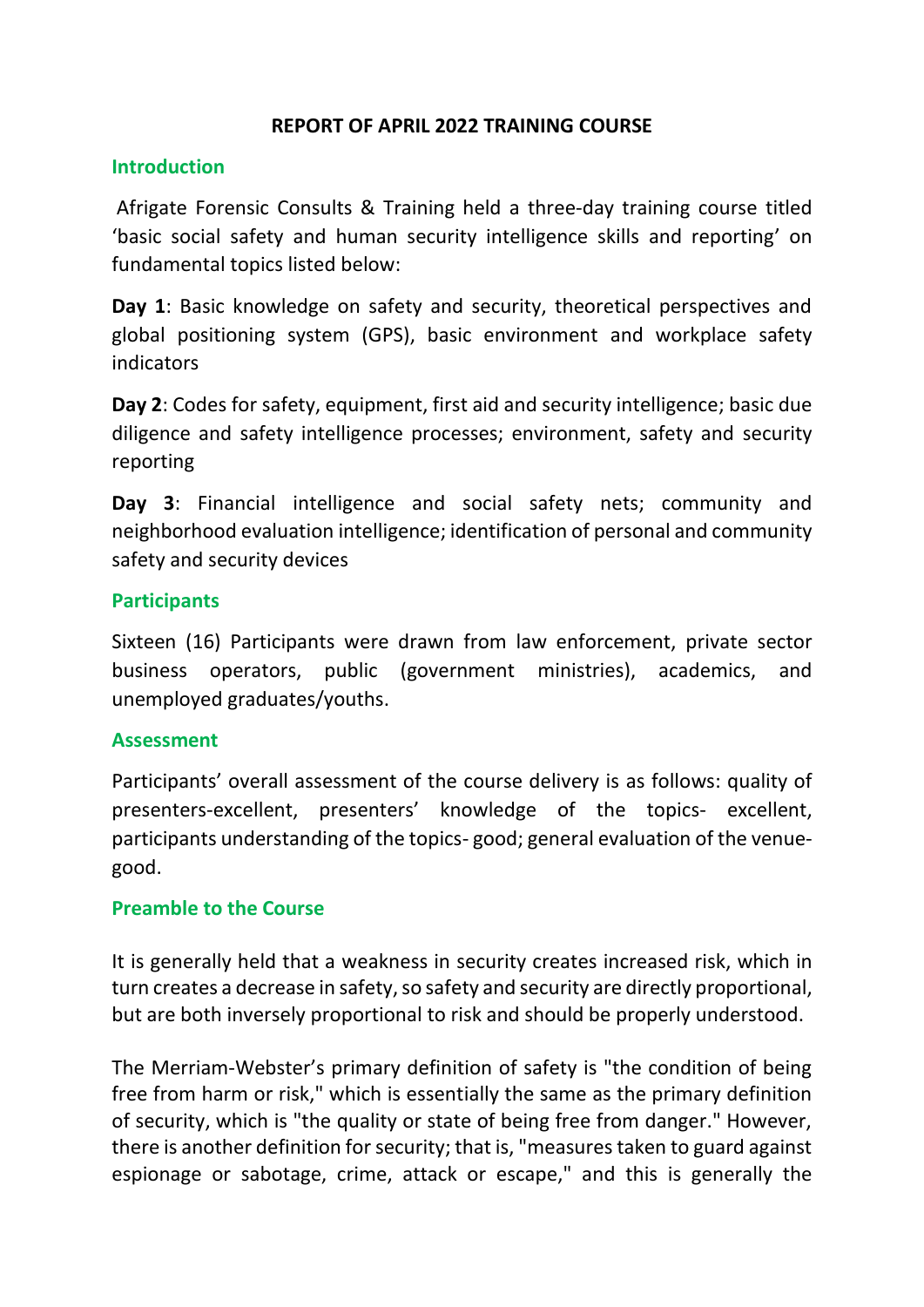# REPORT OF APRIL 2022 TRAINING COURSE

## Introduction

Afrigate Forensic Consults & Training held a three-day training course titled 'basic social safety and human security intelligence skills and reporting' on fundamental topics listed below:

**Day 1**: Basic knowledge on safety and security, theoretical perspectives and global positioning system (GPS), basic environment and workplace safety indicators

**Day 2**: Codes for safety, equipment, first aid and security intelligence; basic due diligence and safety intelligence processes; environment, safety and security reporting

**Day 3**: Financial intelligence and social safety nets; community and neighborhood evaluation intelligence; identification of personal and community safety and security devices

## Participants

Sixteen (16) Participants were drawn from law enforcement, private sector business operators, public (government ministries), academics, and unemployed graduates/youths.

## Assessment

Participants' overall assessment of the course delivery is as follows: quality of presenters-excellent, presenters' knowledge of the topics- excellent, participants understanding of the topics- good; general evaluation of the venue-good.

## Preamble to the Course

It is generally held that a weakness in security creates increased risk, which in turn creates a decrease in safety, so safety and security are directly proportional, but are both inversely proportional to risk and should be properly understood.

The Merriam-Webster's primary definition of safety is "the condition of being free from harm or risk," which is essentially the same as the primary definition of security, which is "the quality or state of being free from danger." However, there is another definition for security; that is, "measures taken to guard against espionage or sabotage, crime, attack or escape," and this is generally the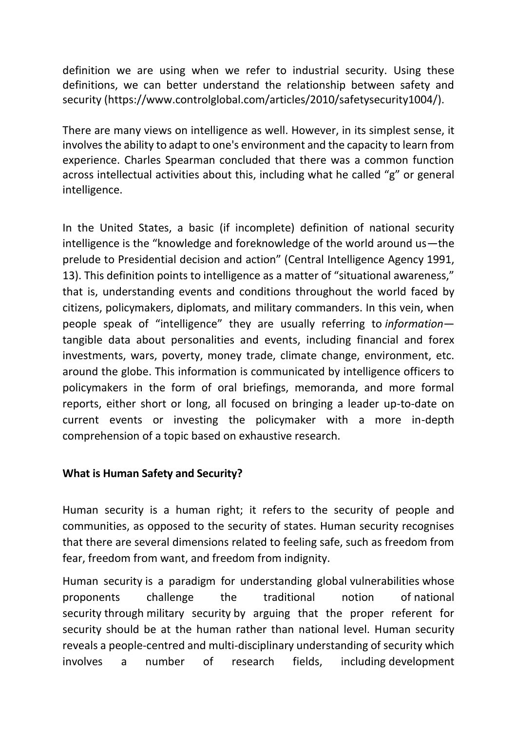definition we are using when we refer to industrial security. Using these definitions, we can better understand the relationship between safety and security (https://www.controlglobal.com/articles/2010/safetysecurity1004/).

There are many views on intelligence as well. However, in its simplest sense, it involves the ability to adapt to one's environment and the capacity to learn from experience. Charles Spearman concluded that there was a common function across intellectual activities about this, including what he called "g" or general intelligence.

In the United States, a basic (if incomplete) definition of national security intelligence is the "knowledge and foreknowledge of the world around us—the prelude to Presidential decision and action" (Central Intelligence Agency 1991, 13). This definition points to intelligence as a matter of "situational awareness," that is, understanding events and conditions throughout the world faced by citizens, policymakers, diplomats, and military commanders. In this vein, when people speak of "intelligence" they are usually referring to *information*—tangible data about personalities and events, including financial and forex investments, wars, poverty, money trade, climate change, environment, etc. around the globe. This information is communicated by intelligence officers to policymakers in the form of oral briefings, memoranda, and more formal reports, either short or long, all focused on bringing a leader up-to-date on current events or investing the policymaker with a more in-depth comprehension of a topic based on exhaustive research.

**What is Human Safety and Security?**

Human security is a human right; it refers to the security of people and communities, as opposed to the security of states. Human security recognises that there are several dimensions related to feeling safe, such as freedom from fear, freedom from want, and freedom from indignity.

Human security is a paradigm for understanding global vulnerabilities whose proponents challenge the traditional notion of national security through military security by arguing that the proper referent for security should be at the human rather than national level. Human security reveals a people-centred and multi-disciplinary understanding of security which involves a number of research fields, including development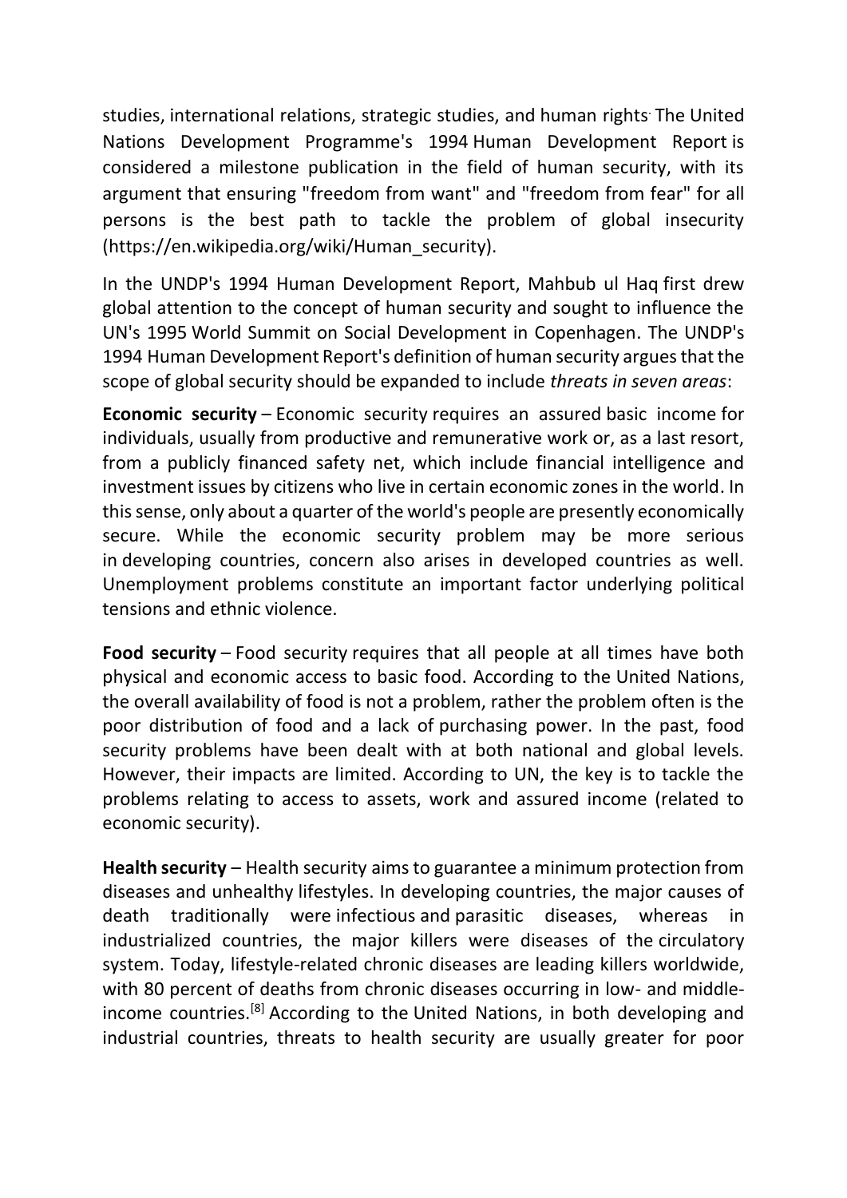studies, international relations, strategic studies, and human rights. The United Nations Development Programme's 1994 Human Development Report is considered a milestone publication in the field of human security, with its argument that ensuring "freedom from want" and "freedom from fear" for all persons is the best path to tackle the problem of global insecurity (https://en.wikipedia.org/wiki/Human_security).

In the UNDP's 1994 Human Development Report, Mahbub ul Haq first drew global attention to the concept of human security and sought to influence the UN's 1995 World Summit on Social Development in Copenhagen. The UNDP's 1994 Human Development Report's definition of human security argues that the scope of global security should be expanded to include *threats in seven areas*:

**Economic security** – Economic security requires an assured basic income for individuals, usually from productive and remunerative work or, as a last resort, from a publicly financed safety net, which include financial intelligence and investment issues by citizens who live in certain economic zones in the world. In this sense, only about a quarter of the world's people are presently economically secure. While the economic security problem may be more serious in developing countries, concern also arises in developed countries as well. Unemployment problems constitute an important factor underlying political tensions and ethnic violence.

**Food security** – Food security requires that all people at all times have both physical and economic access to basic food. According to the United Nations, the overall availability of food is not a problem, rather the problem often is the poor distribution of food and a lack of purchasing power. In the past, food security problems have been dealt with at both national and global levels. However, their impacts are limited. According to UN, the key is to tackle the problems relating to access to assets, work and assured income (related to economic security).

**Health security** – Health security aims to guarantee a minimum protection from diseases and unhealthy lifestyles. In developing countries, the major causes of death traditionally were infectious and parasitic diseases, whereas in industrialized countries, the major killers were diseases of the circulatory system. Today, lifestyle-related chronic diseases are leading killers worldwide, with 80 percent of deaths from chronic diseases occurring in low- and middle-income countries.[8] According to the United Nations, in both developing and industrial countries, threats to health security are usually greater for poor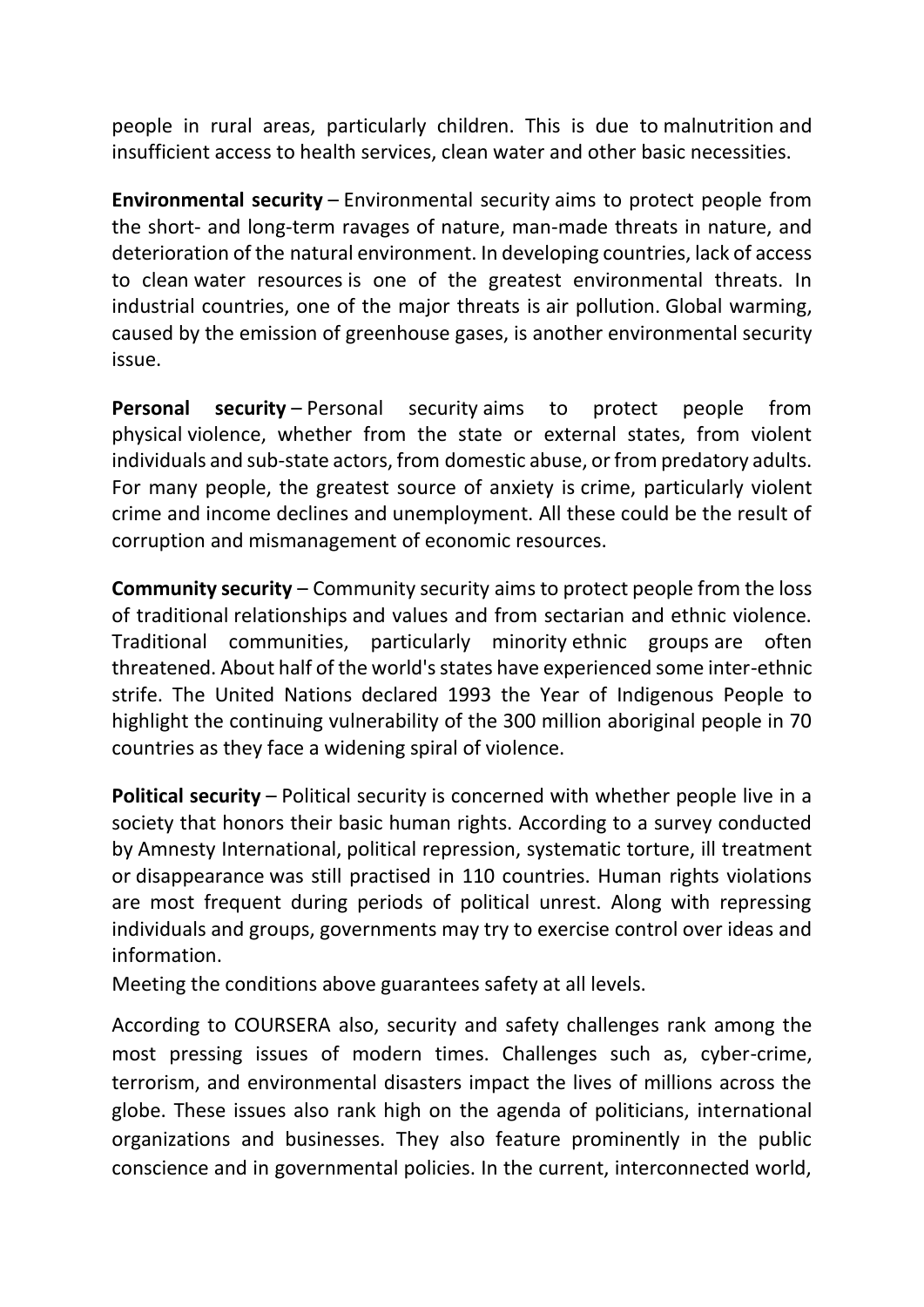people in rural areas, particularly children. This is due to malnutrition and insufficient access to health services, clean water and other basic necessities.

**Environmental security** – Environmental security aims to protect people from the short- and long-term ravages of nature, man-made threats in nature, and deterioration of the natural environment. In developing countries, lack of access to clean water resources is one of the greatest environmental threats. In industrial countries, one of the major threats is air pollution. Global warming, caused by the emission of greenhouse gases, is another environmental security issue.

**Personal security** – Personal security aims to protect people from physical violence, whether from the state or external states, from violent individuals and sub-state actors, from domestic abuse, or from predatory adults. For many people, the greatest source of anxiety is crime, particularly violent crime and income declines and unemployment. All these could be the result of corruption and mismanagement of economic resources.

**Community security** – Community security aims to protect people from the loss of traditional relationships and values and from sectarian and ethnic violence. Traditional communities, particularly minority ethnic groups are often threatened. About half of the world's states have experienced some inter-ethnic strife. The United Nations declared 1993 the Year of Indigenous People to highlight the continuing vulnerability of the 300 million aboriginal people in 70 countries as they face a widening spiral of violence.

**Political security** – Political security is concerned with whether people live in a society that honors their basic human rights. According to a survey conducted by Amnesty International, political repression, systematic torture, ill treatment or disappearance was still practised in 110 countries. Human rights violations are most frequent during periods of political unrest. Along with repressing individuals and groups, governments may try to exercise control over ideas and information.

Meeting the conditions above guarantees safety at all levels.

According to COURSERA also, security and safety challenges rank among the most pressing issues of modern times. Challenges such as, cyber-crime, terrorism, and environmental disasters impact the lives of millions across the globe. These issues also rank high on the agenda of politicians, international organizations and businesses. They also feature prominently in the public conscience and in governmental policies. In the current, interconnected world,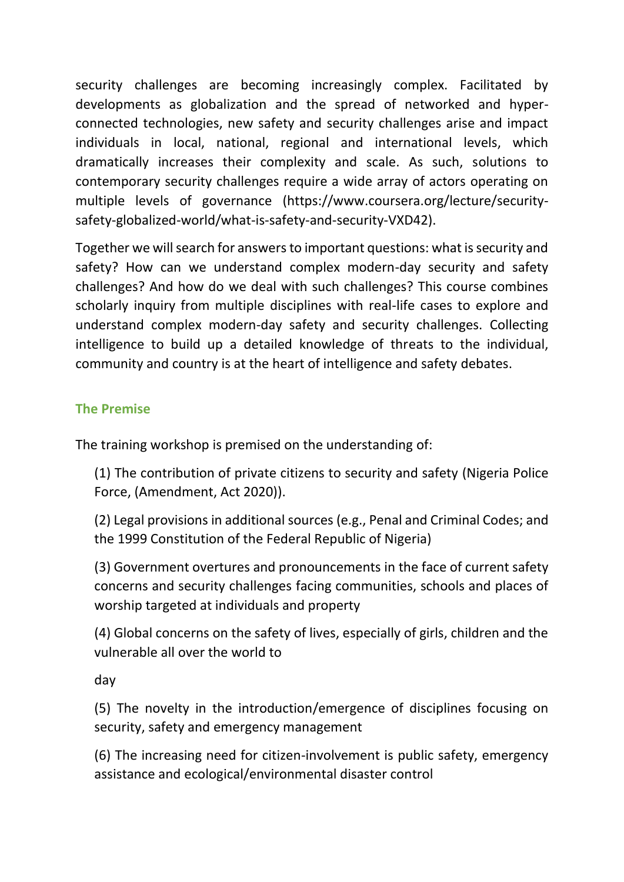security challenges are becoming increasingly complex. Facilitated by developments as globalization and the spread of networked and hyper-connected technologies, new safety and security challenges arise and impact individuals in local, national, regional and international levels, which dramatically increases their complexity and scale. As such, solutions to contemporary security challenges require a wide array of actors operating on multiple levels of governance (https://www.coursera.org/lecture/security-safety-globalized-world/what-is-safety-and-security-VXD42).

Together we will search for answers to important questions: what is security and safety? How can we understand complex modern-day security and safety challenges? And how do we deal with such challenges? This course combines scholarly inquiry from multiple disciplines with real-life cases to explore and understand complex modern-day safety and security challenges. Collecting intelligence to build up a detailed knowledge of threats to the individual, community and country is at the heart of intelligence and safety debates.

### The Premise

The training workshop is premised on the understanding of:

(1) The contribution of private citizens to security and safety (Nigeria Police Force, (Amendment, Act 2020)).

(2) Legal provisions in additional sources (e.g., Penal and Criminal Codes; and the 1999 Constitution of the Federal Republic of Nigeria)

(3) Government overtures and pronouncements in the face of current safety concerns and security challenges facing communities, schools and places of worship targeted at individuals and property

(4) Global concerns on the safety of lives, especially of girls, children and the vulnerable all over the world to

day

(5) The novelty in the introduction/emergence of disciplines focusing on security, safety and emergency management

(6) The increasing need for citizen-involvement is public safety, emergency assistance and ecological/environmental disaster control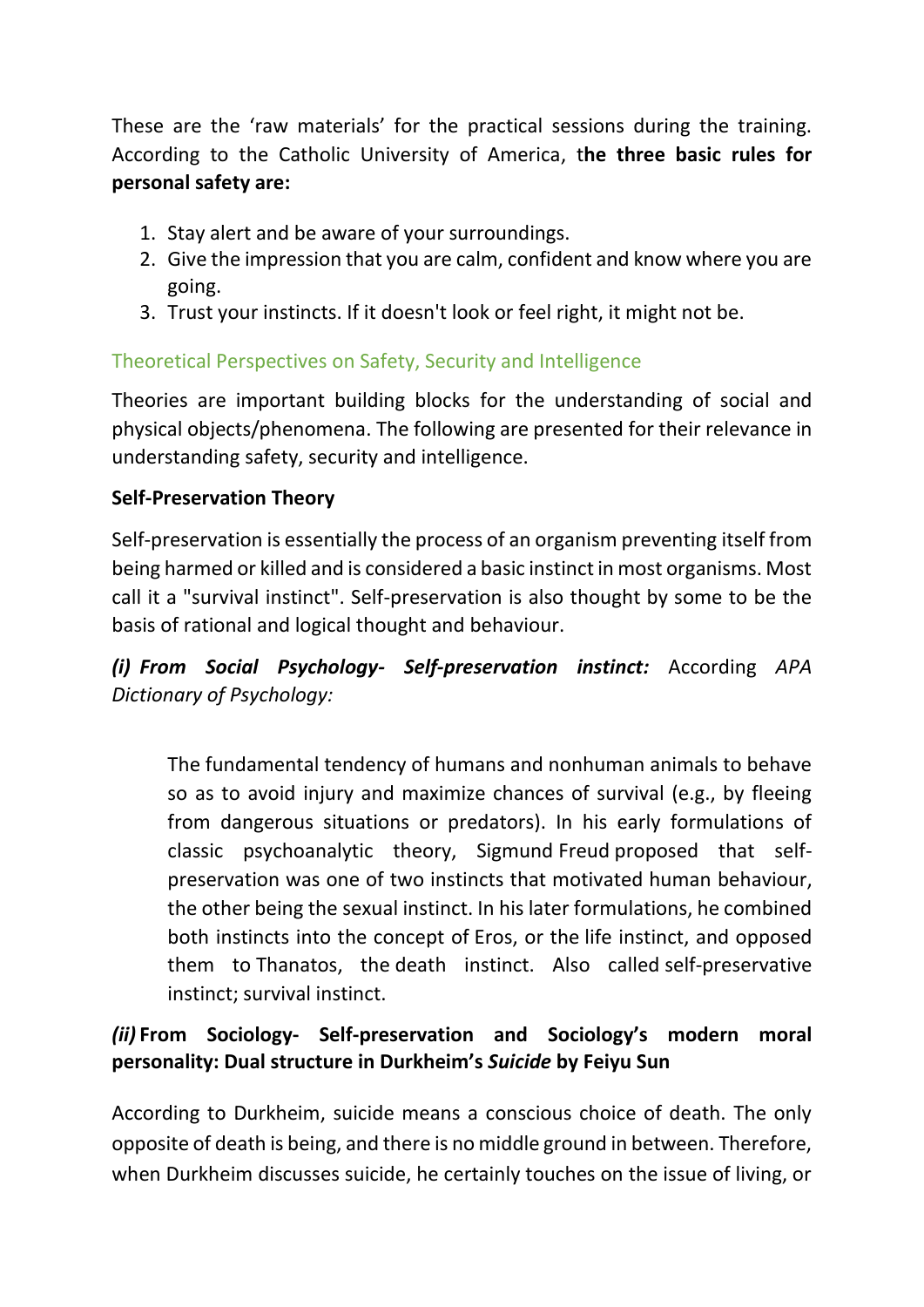These are the 'raw materials' for the practical sessions during the training. According to the Catholic University of America, t**he three basic rules for personal safety are:**

1. Stay alert and be aware of your surroundings.
2. Give the impression that you are calm, confident and know where you are going.
3. Trust your instincts. If it doesn't look or feel right, it might not be.

## Theoretical Perspectives on Safety, Security and Intelligence

Theories are important building blocks for the understanding of social and physical objects/phenomena. The following are presented for their relevance in understanding safety, security and intelligence.

**Self-Preservation Theory**

Self-preservation is essentially the process of an organism preventing itself from being harmed or killed and is considered a basic instinct in most organisms. Most call it a "survival instinct". Self-preservation is also thought by some to be the basis of rational and logical thought and behaviour.

***(i) From Social Psychology- Self-preservation instinct:*** According *APA Dictionary of Psychology:*

> The fundamental tendency of humans and nonhuman animals to behave so as to avoid injury and maximize chances of survival (e.g., by fleeing from dangerous situations or predators). In his early formulations of classic psychoanalytic theory, Sigmund Freud proposed that self-preservation was one of two instincts that motivated human behaviour, the other being the sexual instinct. In his later formulations, he combined both instincts into the concept of Eros, or the life instinct, and opposed them to Thanatos, the death instinct. Also called self-preservative instinct; survival instinct.

***(ii)* From Sociology- Self-preservation and Sociology's modern moral personality: Dual structure in Durkheim's *Suicide* by Feiyu Sun**

According to Durkheim, suicide means a conscious choice of death. The only opposite of death is being, and there is no middle ground in between. Therefore, when Durkheim discusses suicide, he certainly touches on the issue of living, or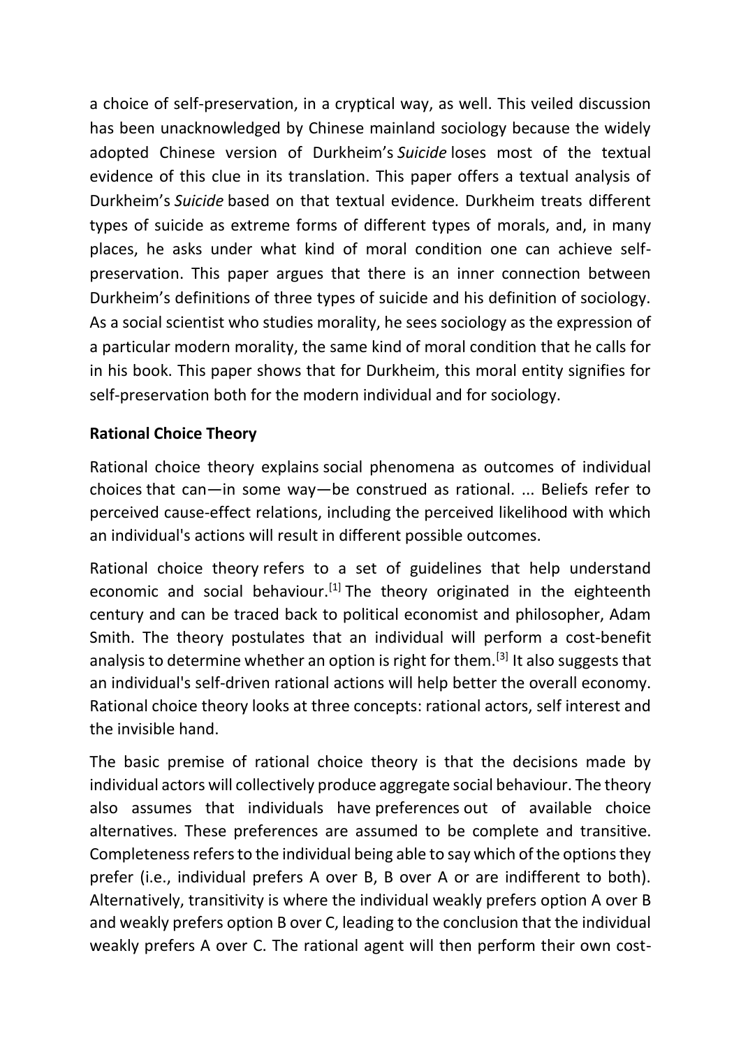a choice of self-preservation, in a cryptical way, as well. This veiled discussion has been unacknowledged by Chinese mainland sociology because the widely adopted Chinese version of Durkheim's *Suicide* loses most of the textual evidence of this clue in its translation. This paper offers a textual analysis of Durkheim's *Suicide* based on that textual evidence. Durkheim treats different types of suicide as extreme forms of different types of morals, and, in many places, he asks under what kind of moral condition one can achieve self-preservation. This paper argues that there is an inner connection between Durkheim's definitions of three types of suicide and his definition of sociology. As a social scientist who studies morality, he sees sociology as the expression of a particular modern morality, the same kind of moral condition that he calls for in his book. This paper shows that for Durkheim, this moral entity signifies for self-preservation both for the modern individual and for sociology.

**Rational Choice Theory**

Rational choice theory explains social phenomena as outcomes of individual choices that can—in some way—be construed as rational. ... Beliefs refer to perceived cause-effect relations, including the perceived likelihood with which an individual's actions will result in different possible outcomes.

Rational choice theory refers to a set of guidelines that help understand economic and social behaviour.[1] The theory originated in the eighteenth century and can be traced back to political economist and philosopher, Adam Smith. The theory postulates that an individual will perform a cost-benefit analysis to determine whether an option is right for them.[3] It also suggests that an individual's self-driven rational actions will help better the overall economy. Rational choice theory looks at three concepts: rational actors, self interest and the invisible hand.

The basic premise of rational choice theory is that the decisions made by individual actors will collectively produce aggregate social behaviour. The theory also assumes that individuals have preferences out of available choice alternatives. These preferences are assumed to be complete and transitive. Completeness refers to the individual being able to say which of the options they prefer (i.e., individual prefers A over B, B over A or are indifferent to both). Alternatively, transitivity is where the individual weakly prefers option A over B and weakly prefers option B over C, leading to the conclusion that the individual weakly prefers A over C. The rational agent will then perform their own cost-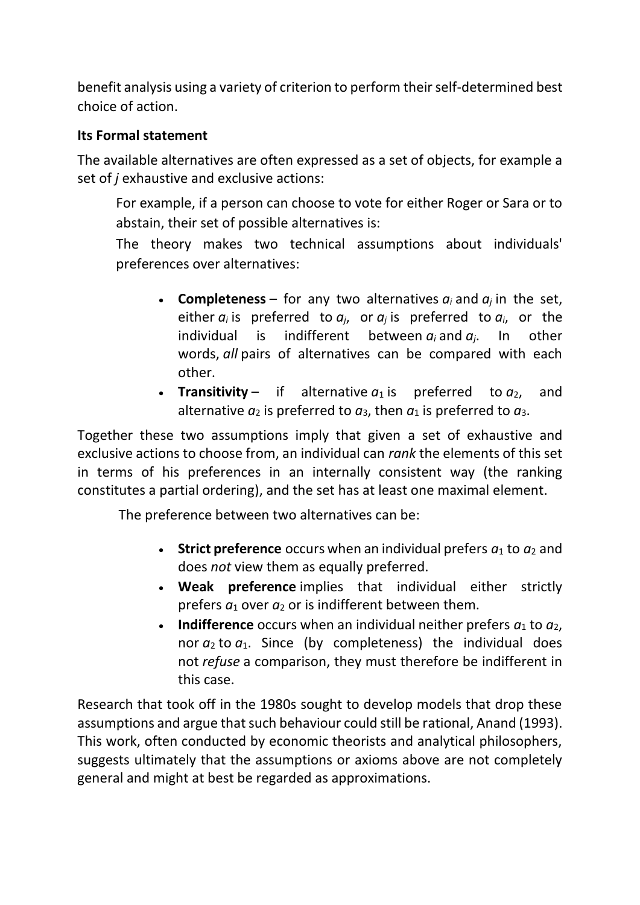benefit analysis using a variety of criterion to perform their self-determined best choice of action.

**Its Formal statement**

The available alternatives are often expressed as a set of objects, for example a set of *j* exhaustive and exclusive actions:

For example, if a person can choose to vote for either Roger or Sara or to abstain, their set of possible alternatives is:

The theory makes two technical assumptions about individuals' preferences over alternatives:

- **Completeness** – for any two alternatives $a_i$ and $a_j$ in the set, either $a_i$ is preferred to $a_j$, or $a_j$ is preferred to $a_i$, or the individual is indifferent between $a_i$ and $a_j$. In other words, *all* pairs of alternatives can be compared with each other.
- **Transitivity** – if alternative $a_1$ is preferred to $a_2$, and alternative $a_2$ is preferred to $a_3$, then $a_1$ is preferred to $a_3$.

Together these two assumptions imply that given a set of exhaustive and exclusive actions to choose from, an individual can *rank* the elements of this set in terms of his preferences in an internally consistent way (the ranking constitutes a partial ordering), and the set has at least one maximal element.

The preference between two alternatives can be:

- **Strict preference** occurs when an individual prefers $a_1$ to $a_2$ and does *not* view them as equally preferred.
- **Weak preference** implies that individual either strictly prefers $a_1$ over $a_2$ or is indifferent between them.
- **Indifference** occurs when an individual neither prefers $a_1$ to $a_2$, nor $a_2$ to $a_1$. Since (by completeness) the individual does not *refuse* a comparison, they must therefore be indifferent in this case.

Research that took off in the 1980s sought to develop models that drop these assumptions and argue that such behaviour could still be rational, Anand (1993). This work, often conducted by economic theorists and analytical philosophers, suggests ultimately that the assumptions or axioms above are not completely general and might at best be regarded as approximations.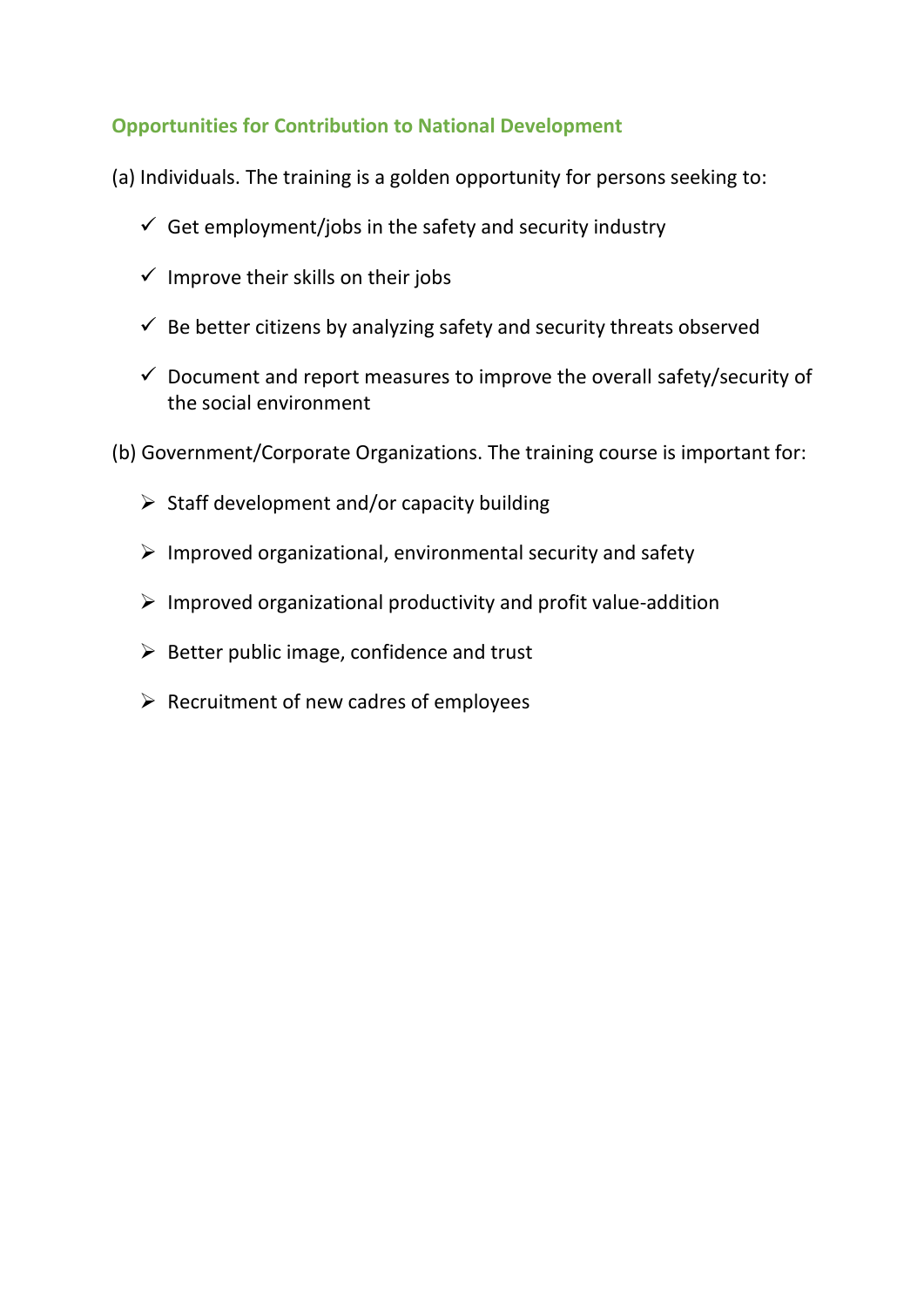## Opportunities for Contribution to National Development

(a) Individuals. The training is a golden opportunity for persons seeking to:

- ✓ Get employment/jobs in the safety and security industry
- ✓ Improve their skills on their jobs
- ✓ Be better citizens by analyzing safety and security threats observed
- ✓ Document and report measures to improve the overall safety/security of the social environment

(b) Government/Corporate Organizations. The training course is important for:

- ➢ Staff development and/or capacity building
- ➢ Improved organizational, environmental security and safety
- ➢ Improved organizational productivity and profit value-addition
- ➢ Better public image, confidence and trust
- ➢ Recruitment of new cadres of employees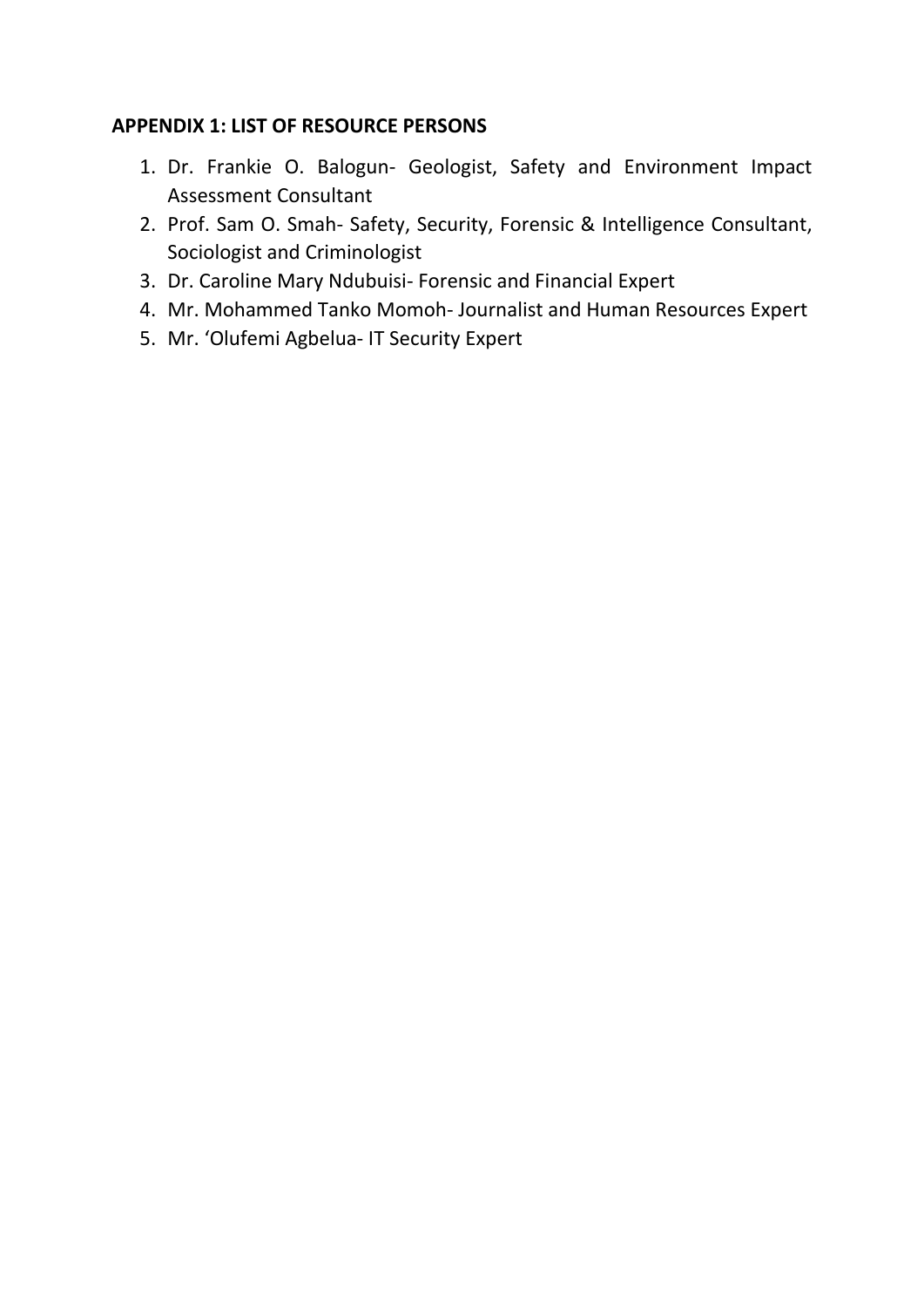**APPENDIX 1: LIST OF RESOURCE PERSONS**

1. Dr. Frankie O. Balogun- Geologist, Safety and Environment Impact Assessment Consultant
2. Prof. Sam O. Smah- Safety, Security, Forensic & Intelligence Consultant, Sociologist and Criminologist
3. Dr. Caroline Mary Ndubuisi- Forensic and Financial Expert
4. Mr. Mohammed Tanko Momoh- Journalist and Human Resources Expert
5. Mr. 'Olufemi Agbelua- IT Security Expert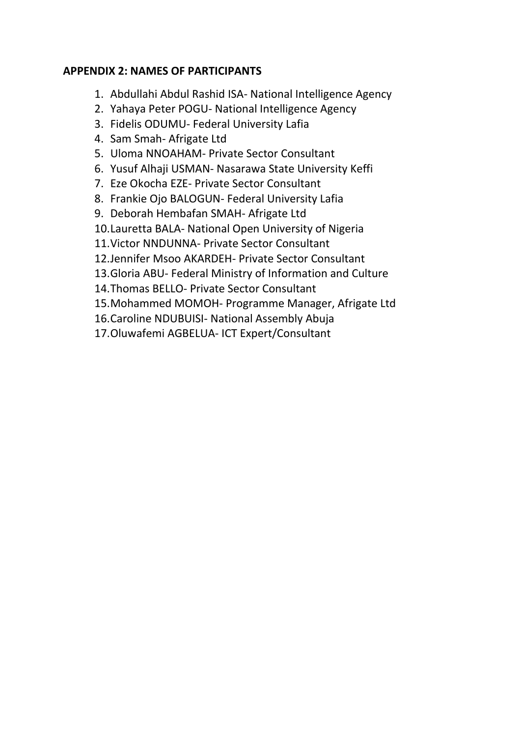**APPENDIX 2: NAMES OF PARTICIPANTS**

1. Abdullahi Abdul Rashid ISA- National Intelligence Agency
2. Yahaya Peter POGU- National Intelligence Agency
3. Fidelis ODUMU- Federal University Lafia
4. Sam Smah- Afrigate Ltd
5. Uloma NNOAHAM- Private Sector Consultant
6. Yusuf Alhaji USMAN- Nasarawa State University Keffi
7. Eze Okocha EZE- Private Sector Consultant
8. Frankie Ojo BALOGUN- Federal University Lafia
9. Deborah Hembafan SMAH- Afrigate Ltd
10. Lauretta BALA- National Open University of Nigeria
11. Victor NNDUNNA- Private Sector Consultant
12. Jennifer Msoo AKARDEH- Private Sector Consultant
13. Gloria ABU- Federal Ministry of Information and Culture
14. Thomas BELLO- Private Sector Consultant
15. Mohammed MOMOH- Programme Manager, Afrigate Ltd
16. Caroline NDUBUISI- National Assembly Abuja
17. Oluwafemi AGBELUA- ICT Expert/Consultant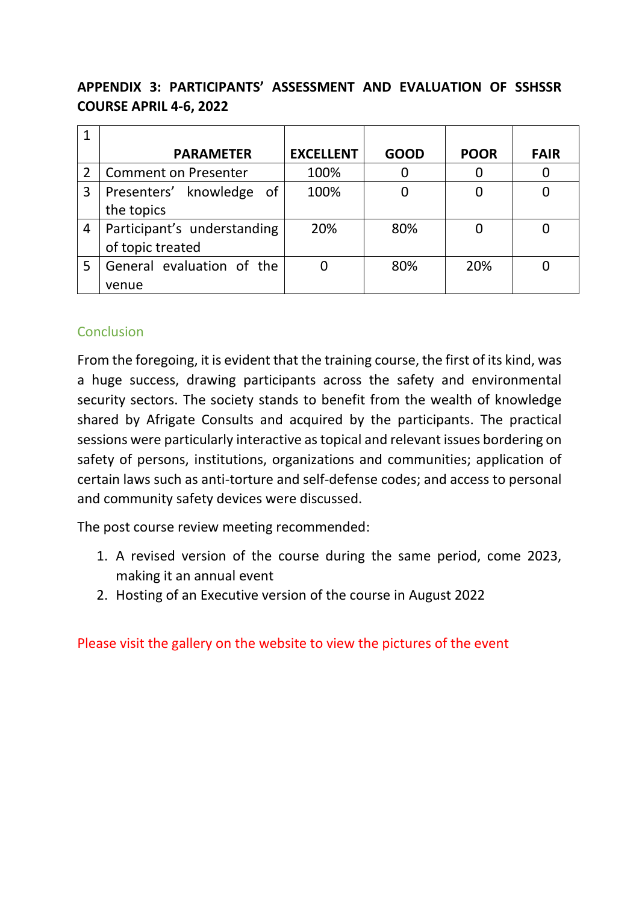**APPENDIX 3: PARTICIPANTS' ASSESSMENT AND EVALUATION OF SSHSSR COURSE APRIL 4-6, 2022**

| 1 | PARAMETER | EXCELLENT | GOOD | POOR | FAIR |
|---|---|---|---|---|---|
| 2 | Comment on Presenter | 100% | 0 | 0 | 0 |
| 3 | Presenters' knowledge of the topics | 100% | 0 | 0 | 0 |
| 4 | Participant's understanding of topic treated | 20% | 80% | 0 | 0 |
| 5 | General evaluation of the venue | 0 | 80% | 20% | 0 |

## Conclusion

From the foregoing, it is evident that the training course, the first of its kind, was a huge success, drawing participants across the safety and environmental security sectors. The society stands to benefit from the wealth of knowledge shared by Afrigate Consults and acquired by the participants. The practical sessions were particularly interactive as topical and relevant issues bordering on safety of persons, institutions, organizations and communities; application of certain laws such as anti-torture and self-defense codes; and access to personal and community safety devices were discussed.

The post course review meeting recommended:

1. A revised version of the course during the same period, come 2023, making it an annual event
2. Hosting of an Executive version of the course in August 2022

Please visit the gallery on the website to view the pictures of the event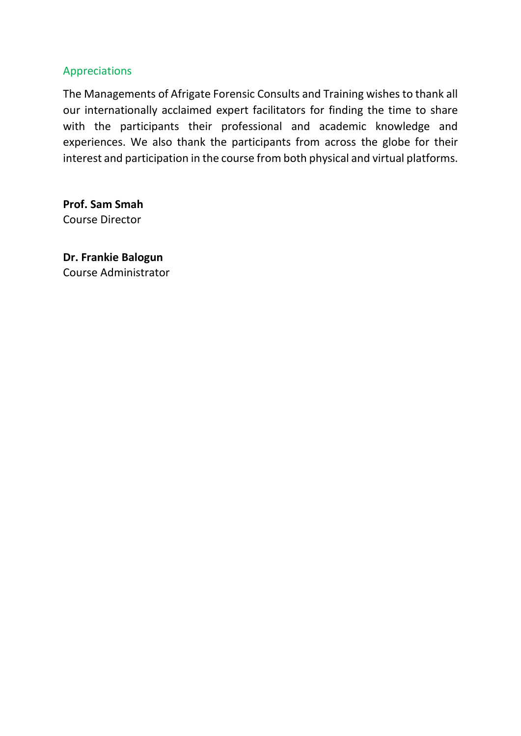## Appreciations

The Managements of Afrigate Forensic Consults and Training wishes to thank all our internationally acclaimed expert facilitators for finding the time to share with the participants their professional and academic knowledge and experiences. We also thank the participants from across the globe for their interest and participation in the course from both physical and virtual platforms.

**Prof. Sam Smah**
Course Director

**Dr. Frankie Balogun**
Course Administrator